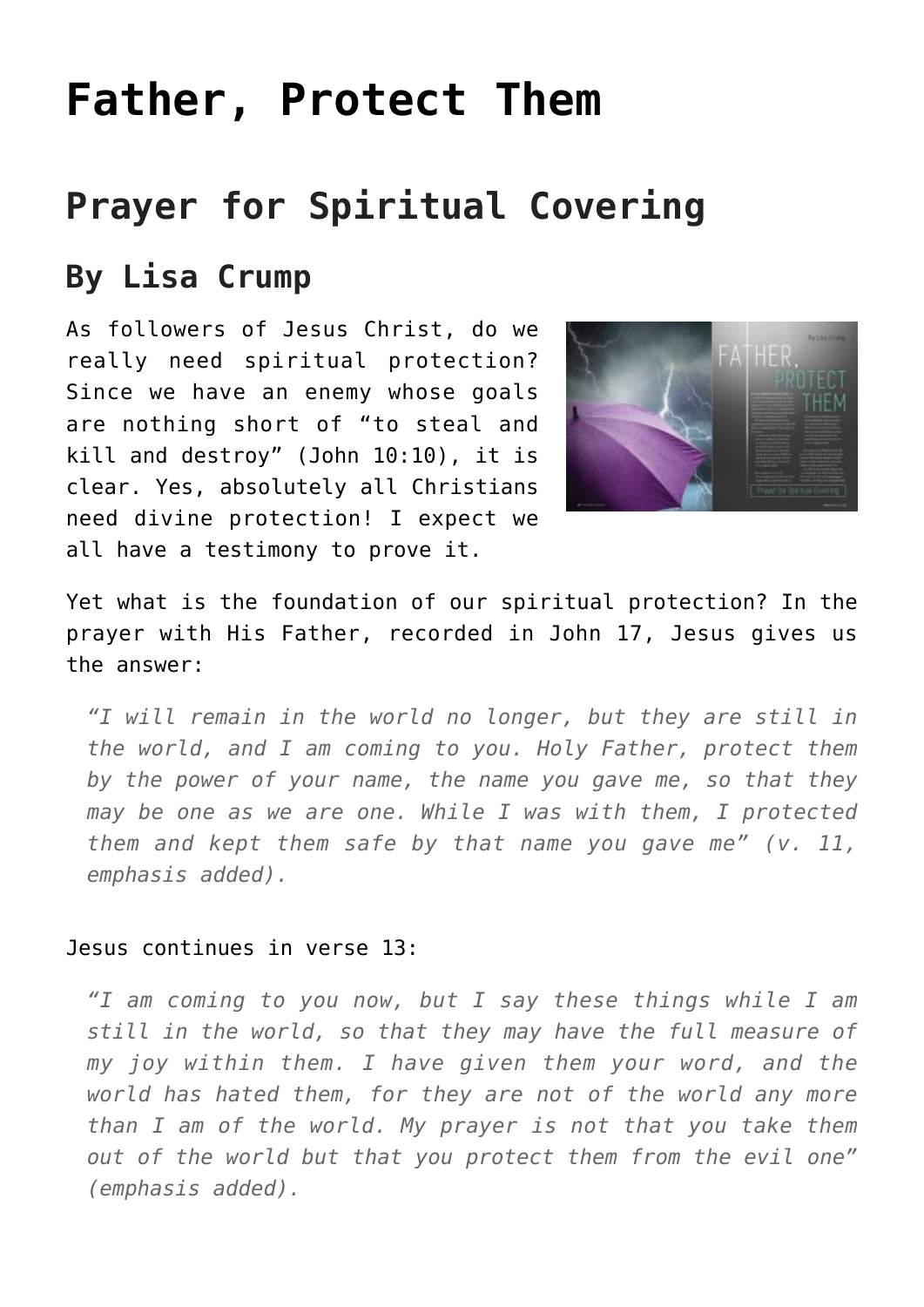# Father, Protect Them

## Prayer for Spiritual Covering

### By Lisa Crump

As followers of Jesus Christ, do we really need spiritual protection? Since we have an enemy whose goals are nothing short of "to steal and kill and destroy" (John 10:10), it is clear. Yes, absolutely all Christians need divine protection! I expect we all have a testimony to prove it.

Yet what is the foundation of our spiritual protection? In the prayer with His Father, recorded in John 17, Jesus gives us the answer:

> *"I will remain in the world no longer, but they are still in the world, and I am coming to you. Holy Father, protect them by the power of your name, the name you gave me, so that they may be one as we are one. While I was with them, I protected them and kept them safe by that name you gave me" (v. 11, emphasis added).*

Jesus continues in verse 13:

> *"I am coming to you now, but I say these things while I am still in the world, so that they may have the full measure of my joy within them. I have given them your word, and the world has hated them, for they are not of the world any more than I am of the world. My prayer is not that you take them out of the world but that you protect them from the evil one" (emphasis added).*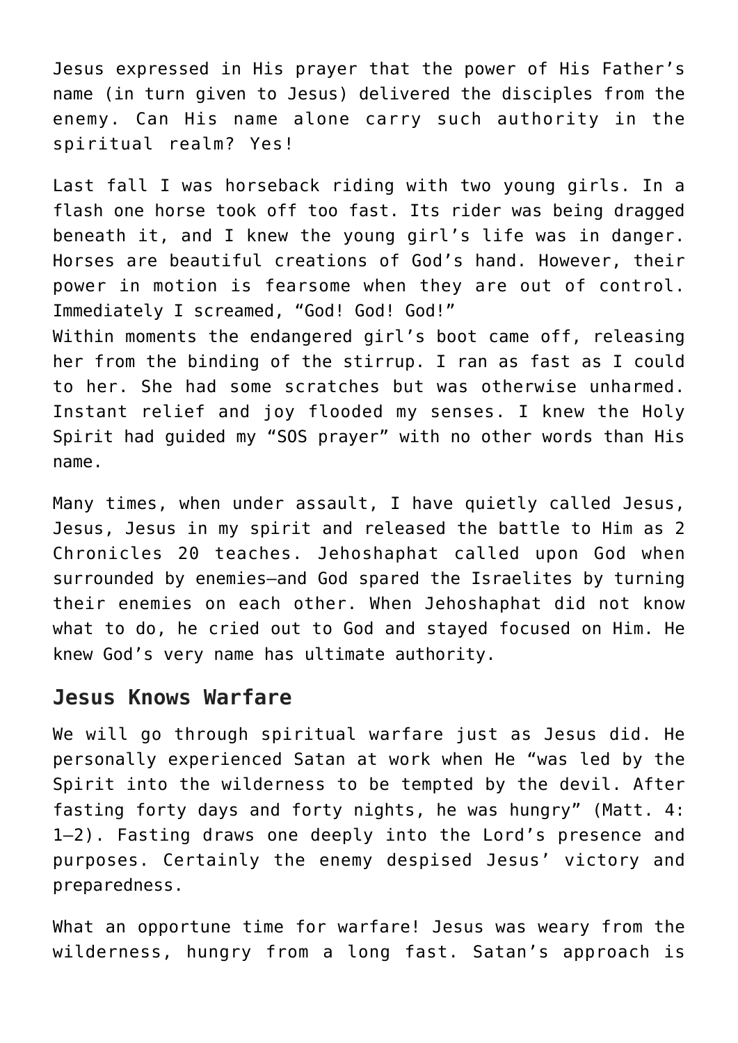Jesus expressed in His prayer that the power of His Father's name (in turn given to Jesus) delivered the disciples from the enemy. Can His name alone carry such authority in the spiritual realm? Yes!

Last fall I was horseback riding with two young girls. In a flash one horse took off too fast. Its rider was being dragged beneath it, and I knew the young girl's life was in danger. Horses are beautiful creations of God's hand. However, their power in motion is fearsome when they are out of control. Immediately I screamed, "God! God! God!"
Within moments the endangered girl's boot came off, releasing her from the binding of the stirrup. I ran as fast as I could to her. She had some scratches but was otherwise unharmed. Instant relief and joy flooded my senses. I knew the Holy Spirit had guided my "SOS prayer" with no other words than His name.

Many times, when under assault, I have quietly called Jesus, Jesus, Jesus in my spirit and released the battle to Him as 2 Chronicles 20 teaches. Jehoshaphat called upon God when surrounded by enemies—and God spared the Israelites by turning their enemies on each other. When Jehoshaphat did not know what to do, he cried out to God and stayed focused on Him. He knew God's very name has ultimate authority.

## Jesus Knows Warfare

We will go through spiritual warfare just as Jesus did. He personally experienced Satan at work when He "was led by the Spirit into the wilderness to be tempted by the devil. After fasting forty days and forty nights, he was hungry" (Matt. 4: 1–2). Fasting draws one deeply into the Lord's presence and purposes. Certainly the enemy despised Jesus' victory and preparedness.

What an opportune time for warfare! Jesus was weary from the wilderness, hungry from a long fast. Satan's approach is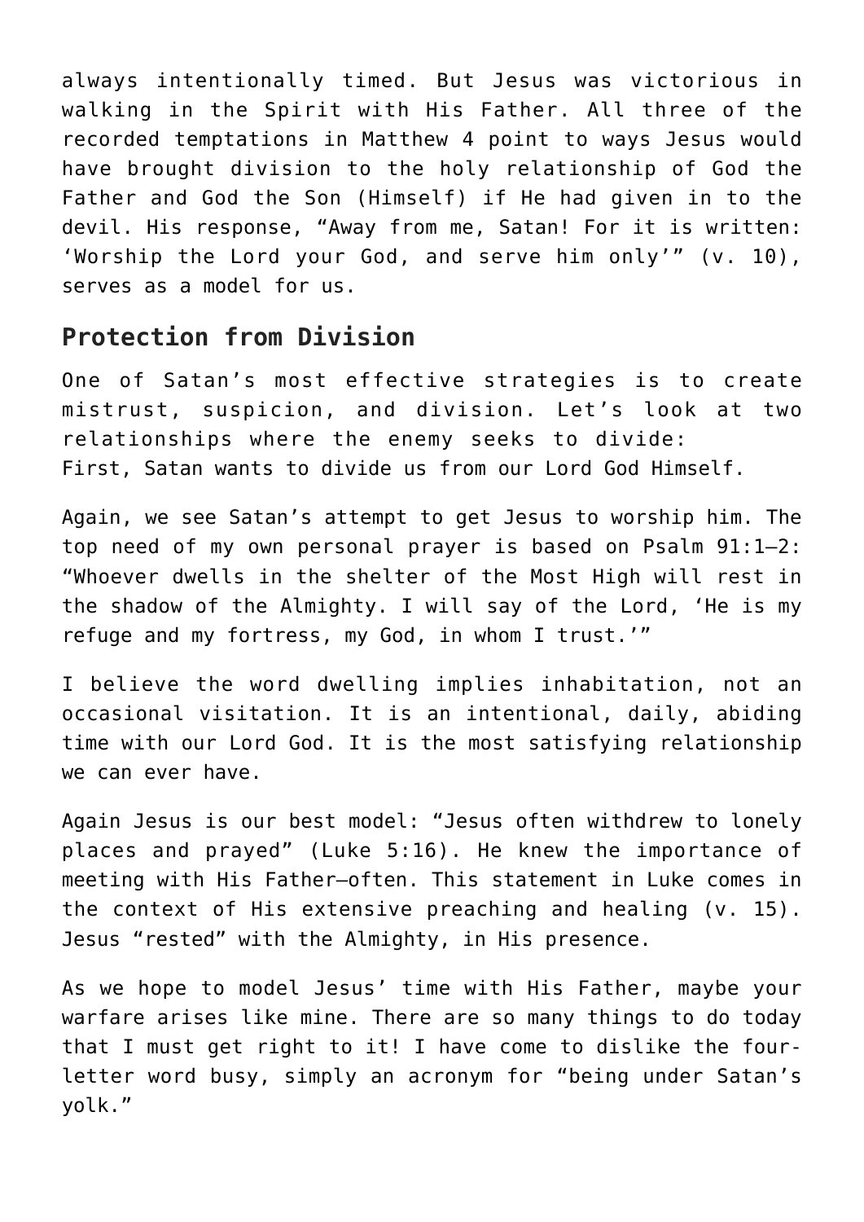always intentionally timed. But Jesus was victorious in walking in the Spirit with His Father. All three of the recorded temptations in Matthew 4 point to ways Jesus would have brought division to the holy relationship of God the Father and God the Son (Himself) if He had given in to the devil. His response, "Away from me, Satan! For it is written: 'Worship the Lord your God, and serve him only'" (v. 10), serves as a model for us.

## Protection from Division

One of Satan's most effective strategies is to create mistrust, suspicion, and division. Let's look at two relationships where the enemy seeks to divide:
First, Satan wants to divide us from our Lord God Himself.

Again, we see Satan's attempt to get Jesus to worship him. The top need of my own personal prayer is based on Psalm 91:1–2: "Whoever dwells in the shelter of the Most High will rest in the shadow of the Almighty. I will say of the Lord, 'He is my refuge and my fortress, my God, in whom I trust.'"

I believe the word dwelling implies inhabitation, not an occasional visitation. It is an intentional, daily, abiding time with our Lord God. It is the most satisfying relationship we can ever have.

Again Jesus is our best model: "Jesus often withdrew to lonely places and prayed" (Luke 5:16). He knew the importance of meeting with His Father—often. This statement in Luke comes in the context of His extensive preaching and healing (v. 15). Jesus "rested" with the Almighty, in His presence.

As we hope to model Jesus' time with His Father, maybe your warfare arises like mine. There are so many things to do today that I must get right to it! I have come to dislike the four-letter word busy, simply an acronym for "being under Satan's yolk."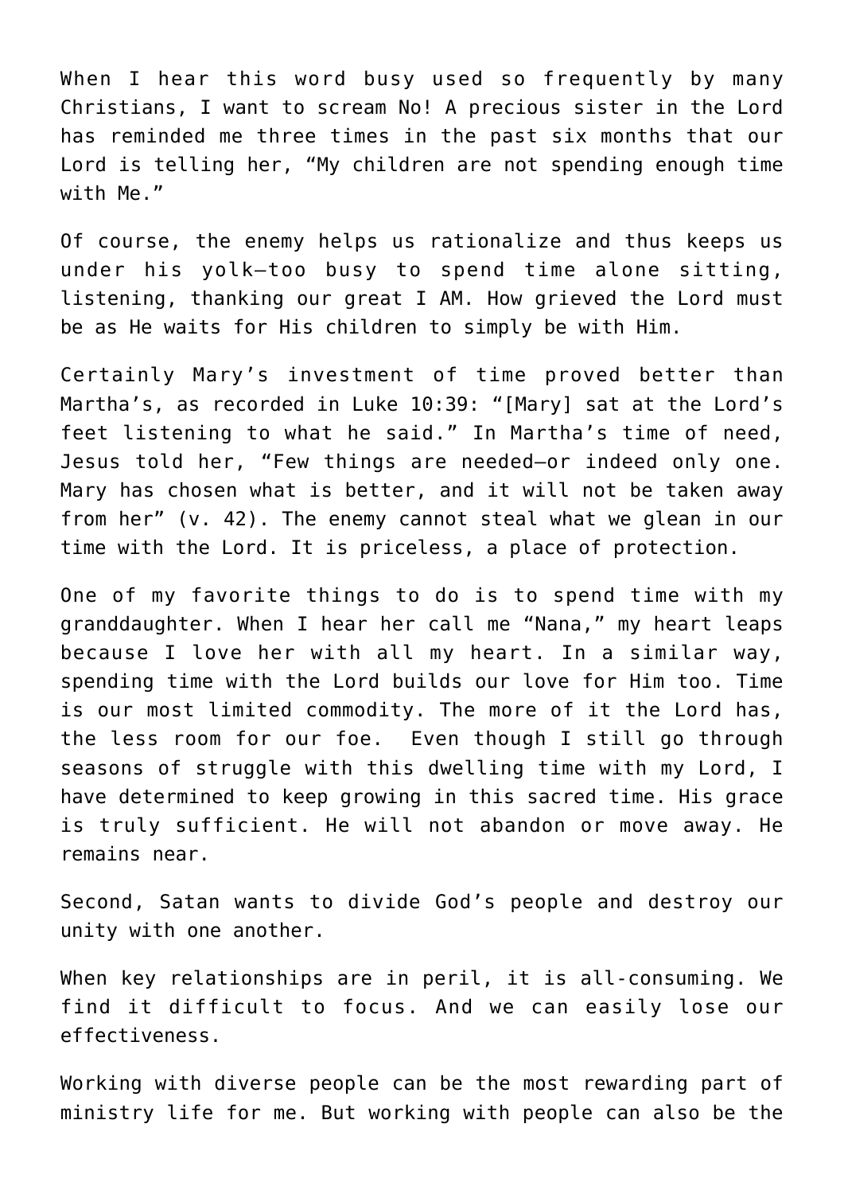When I hear this word busy used so frequently by many Christians, I want to scream No! A precious sister in the Lord has reminded me three times in the past six months that our Lord is telling her, “My children are not spending enough time with Me.”

Of course, the enemy helps us rationalize and thus keeps us under his yolk—too busy to spend time alone sitting, listening, thanking our great I AM. How grieved the Lord must be as He waits for His children to simply be with Him.

Certainly Mary’s investment of time proved better than Martha’s, as recorded in Luke 10:39: “[Mary] sat at the Lord’s feet listening to what he said.” In Martha’s time of need, Jesus told her, “Few things are needed—or indeed only one. Mary has chosen what is better, and it will not be taken away from her” (v. 42). The enemy cannot steal what we glean in our time with the Lord. It is priceless, a place of protection.

One of my favorite things to do is to spend time with my granddaughter. When I hear her call me “Nana,” my heart leaps because I love her with all my heart. In a similar way, spending time with the Lord builds our love for Him too. Time is our most limited commodity. The more of it the Lord has, the less room for our foe. Even though I still go through seasons of struggle with this dwelling time with my Lord, I have determined to keep growing in this sacred time. His grace is truly sufficient. He will not abandon or move away. He remains near.

Second, Satan wants to divide God’s people and destroy our unity with one another.

When key relationships are in peril, it is all-consuming. We find it difficult to focus. And we can easily lose our effectiveness.

Working with diverse people can be the most rewarding part of ministry life for me. But working with people can also be the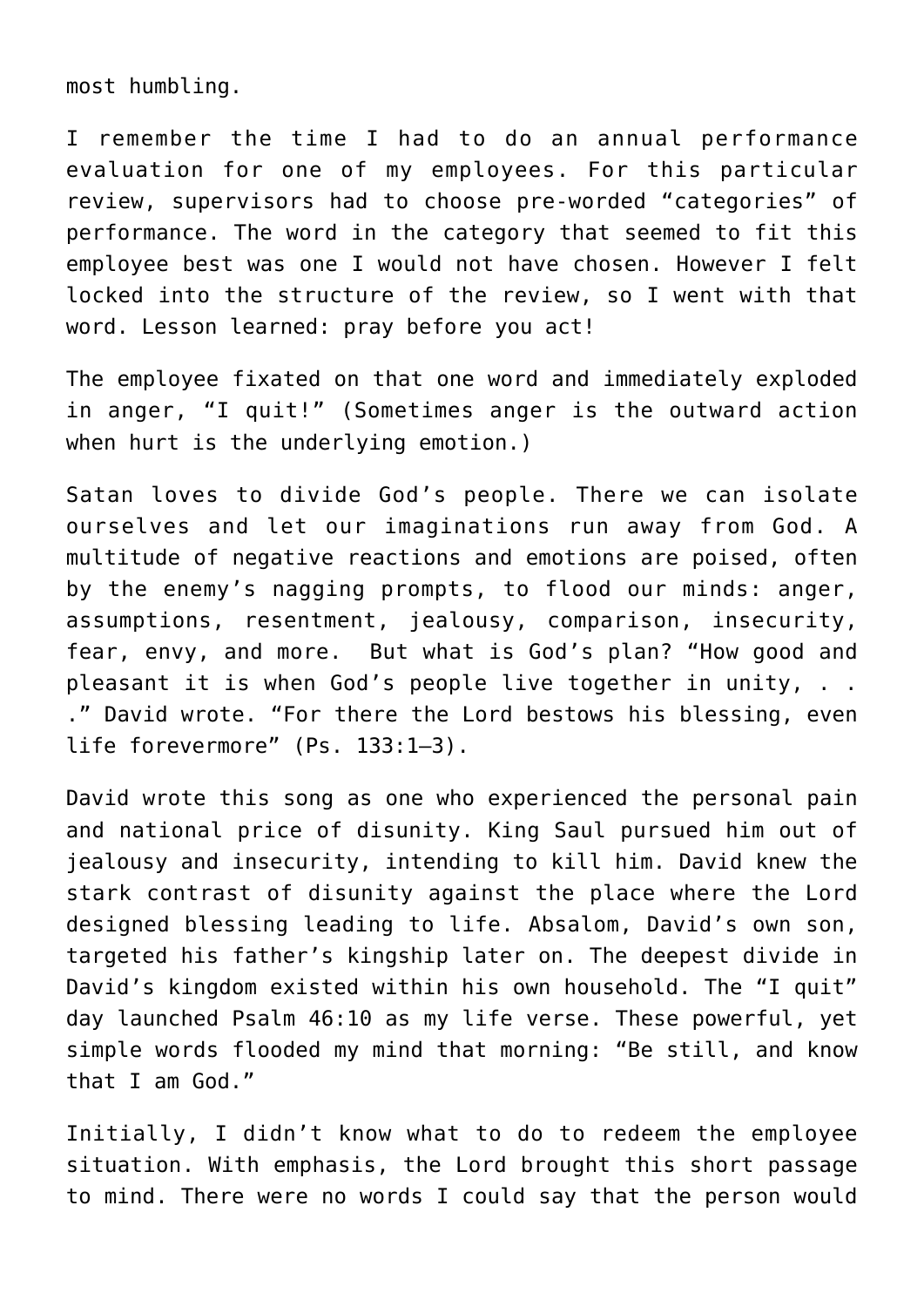most humbling.

I remember the time I had to do an annual performance evaluation for one of my employees. For this particular review, supervisors had to choose pre-worded “categories” of performance. The word in the category that seemed to fit this employee best was one I would not have chosen. However I felt locked into the structure of the review, so I went with that word. Lesson learned: pray before you act!

The employee fixated on that one word and immediately exploded in anger, “I quit!” (Sometimes anger is the outward action when hurt is the underlying emotion.)

Satan loves to divide God’s people. There we can isolate ourselves and let our imaginations run away from God. A multitude of negative reactions and emotions are poised, often by the enemy’s nagging prompts, to flood our minds: anger, assumptions, resentment, jealousy, comparison, insecurity, fear, envy, and more. But what is God’s plan? “How good and pleasant it is when God’s people live together in unity, . . .” David wrote. “For there the Lord bestows his blessing, even life forevermore” (Ps. 133:1–3).

David wrote this song as one who experienced the personal pain and national price of disunity. King Saul pursued him out of jealousy and insecurity, intending to kill him. David knew the stark contrast of disunity against the place where the Lord designed blessing leading to life. Absalom, David’s own son, targeted his father’s kingship later on. The deepest divide in David’s kingdom existed within his own household. The “I quit” day launched Psalm 46:10 as my life verse. These powerful, yet simple words flooded my mind that morning: “Be still, and know that I am God.”

Initially, I didn’t know what to do to redeem the employee situation. With emphasis, the Lord brought this short passage to mind. There were no words I could say that the person would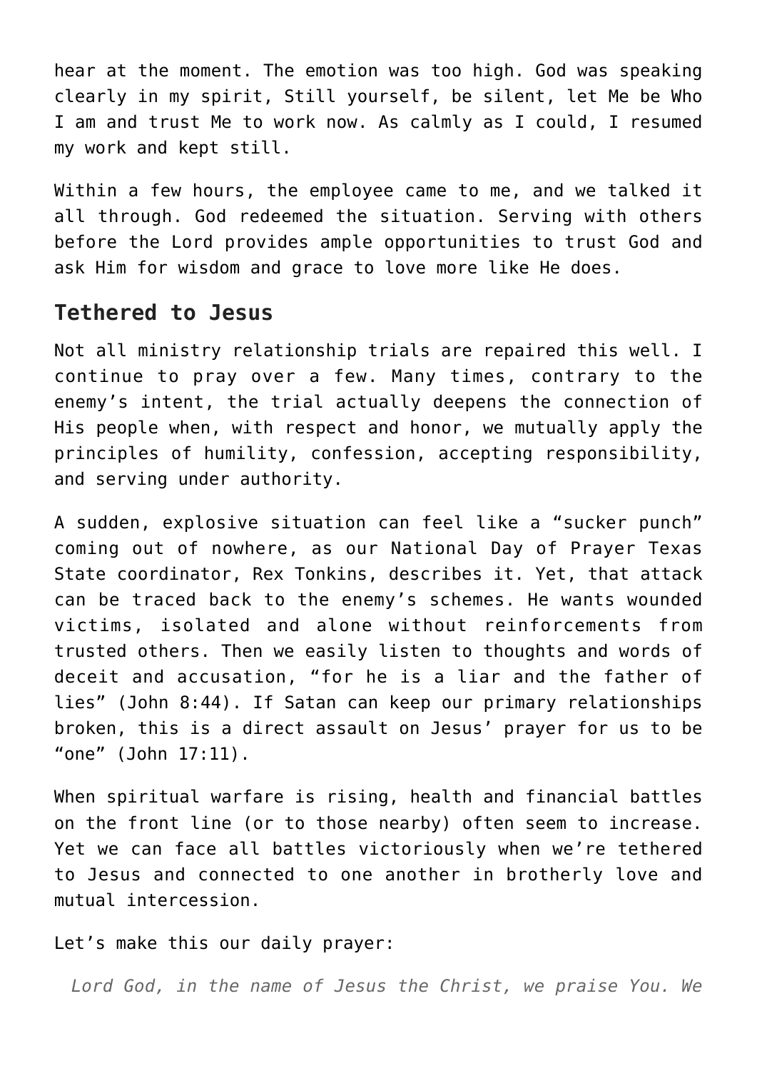hear at the moment. The emotion was too high. God was speaking clearly in my spirit, Still yourself, be silent, let Me be Who I am and trust Me to work now. As calmly as I could, I resumed my work and kept still.

Within a few hours, the employee came to me, and we talked it all through. God redeemed the situation. Serving with others before the Lord provides ample opportunities to trust God and ask Him for wisdom and grace to love more like He does.

## Tethered to Jesus

Not all ministry relationship trials are repaired this well. I continue to pray over a few. Many times, contrary to the enemy's intent, the trial actually deepens the connection of His people when, with respect and honor, we mutually apply the principles of humility, confession, accepting responsibility, and serving under authority.

A sudden, explosive situation can feel like a "sucker punch" coming out of nowhere, as our National Day of Prayer Texas State coordinator, Rex Tonkins, describes it. Yet, that attack can be traced back to the enemy's schemes. He wants wounded victims, isolated and alone without reinforcements from trusted others. Then we easily listen to thoughts and words of deceit and accusation, "for he is a liar and the father of lies" (John 8:44). If Satan can keep our primary relationships broken, this is a direct assault on Jesus' prayer for us to be "one" (John 17:11).

When spiritual warfare is rising, health and financial battles on the front line (or to those nearby) often seem to increase. Yet we can face all battles victoriously when we're tethered to Jesus and connected to one another in brotherly love and mutual intercession.

Let's make this our daily prayer:

> *Lord God, in the name of Jesus the Christ, we praise You. We*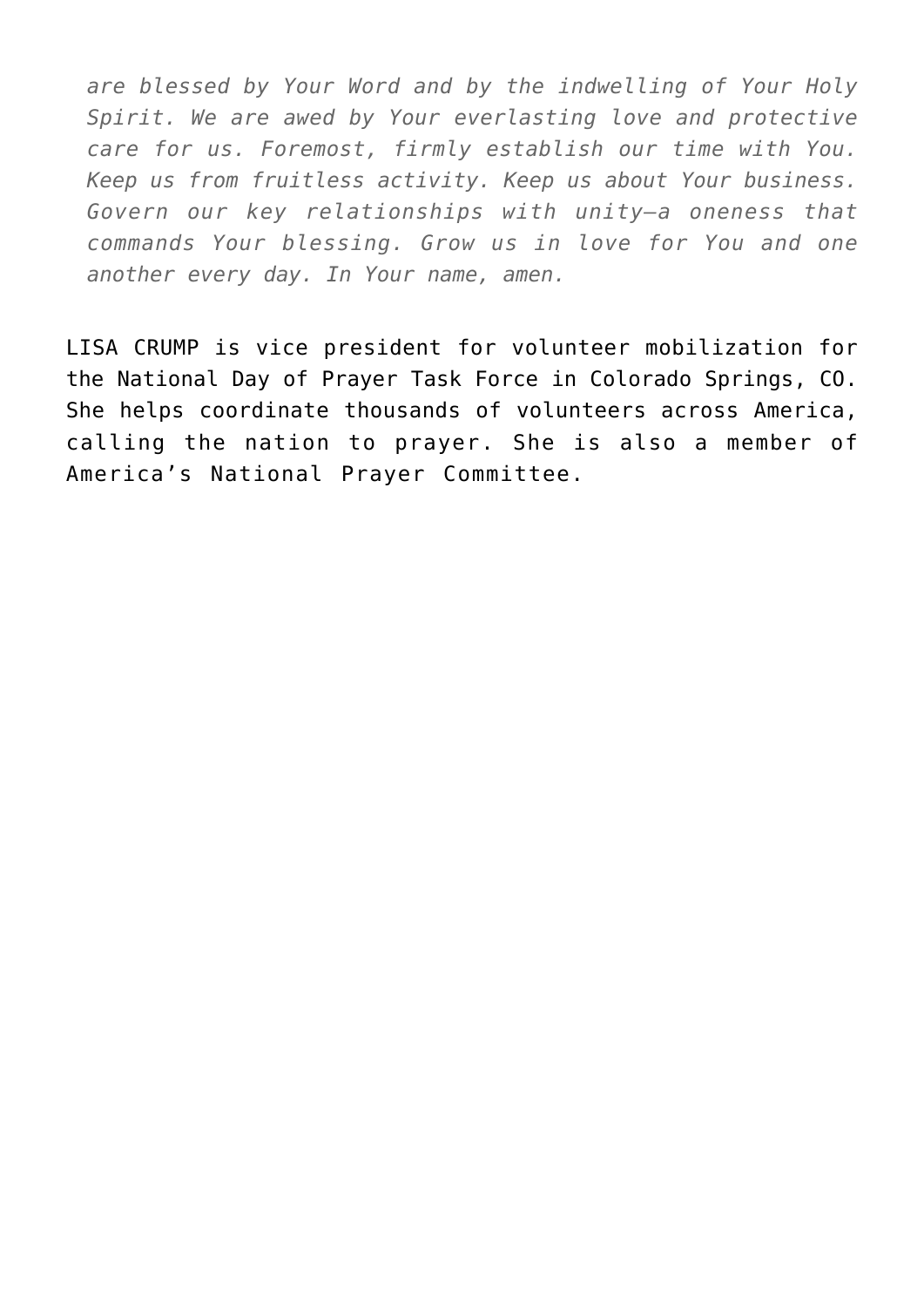*are blessed by Your Word and by the indwelling of Your Holy Spirit. We are awed by Your everlasting love and protective care for us. Foremost, firmly establish our time with You. Keep us from fruitless activity. Keep us about Your business. Govern our key relationships with unity—a oneness that commands Your blessing. Grow us in love for You and one another every day. In Your name, amen.*

LISA CRUMP is vice president for volunteer mobilization for the National Day of Prayer Task Force in Colorado Springs, CO. She helps coordinate thousands of volunteers across America, calling the nation to prayer. She is also a member of America's National Prayer Committee.